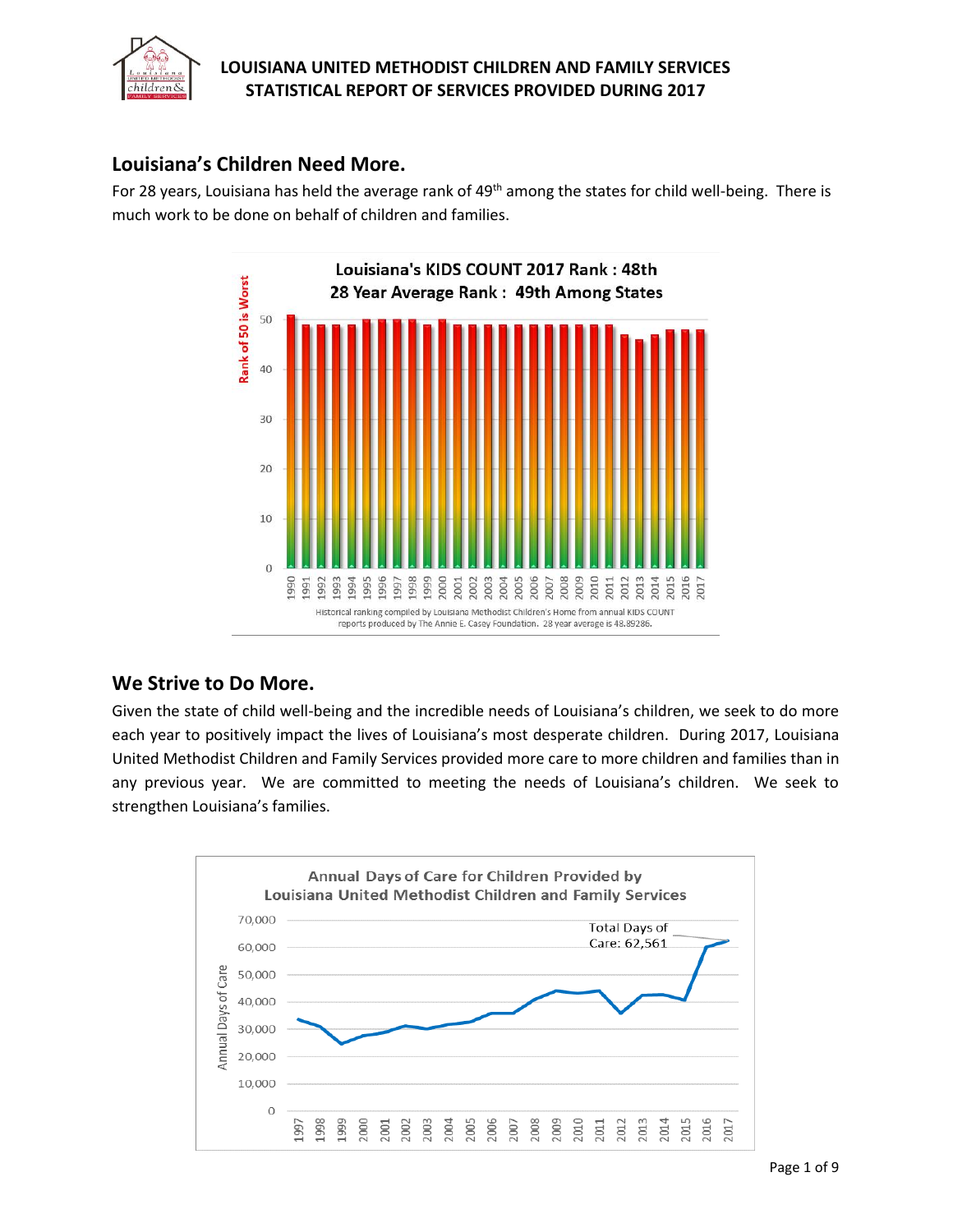# LOUISIANA UNITED METHODIST CHILDREN AND FAMILY SERVICES
# STATISTICAL REPORT OF SERVICES PROVIDED DURING 2017

## Louisiana's Children Need More.

For 28 years, Louisiana has held the average rank of 49th among the states for child well-being. There is much work to be done on behalf of children and families.

**Louisiana's KIDS COUNT 2017 Rank : 48th**
**28 Year Average Rank : 49th Among States**

Historical ranking compiled by Louisiana Methodist Children's Home from annual KIDS COUNT reports produced by The Annie E. Casey Foundation. 28 year average is 48.89286.

## We Strive to Do More.

Given the state of child well-being and the incredible needs of Louisiana's children, we seek to do more each year to positively impact the lives of Louisiana's most desperate children. During 2017, Louisiana United Methodist Children and Family Services provided more care to more children and families than in any previous year. We are committed to meeting the needs of Louisiana's children. We seek to strengthen Louisiana's families.

**Annual Days of Care for Children Provided by Louisiana United Methodist Children and Family Services**

Total Days of Care: 62,561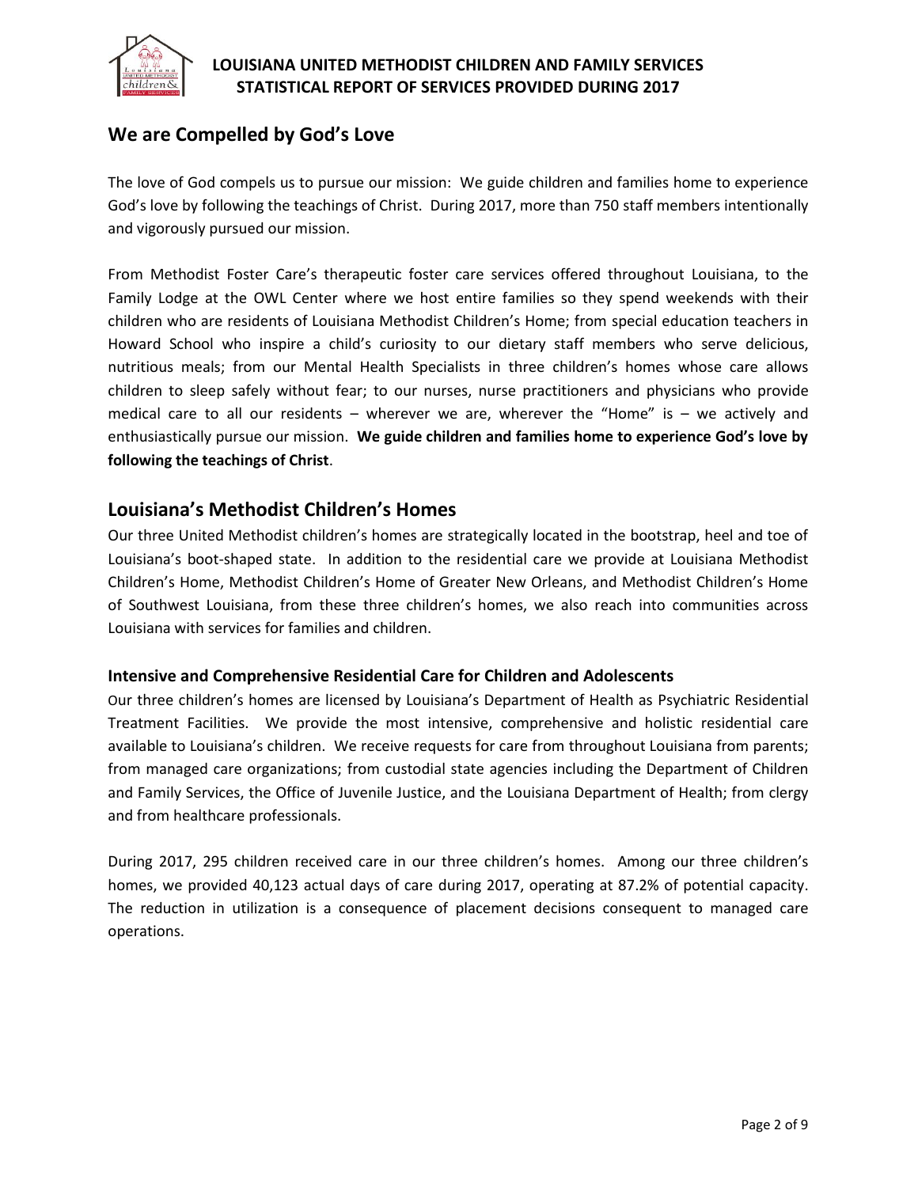## We are Compelled by God's Love

The love of God compels us to pursue our mission: We guide children and families home to experience God's love by following the teachings of Christ. During 2017, more than 750 staff members intentionally and vigorously pursued our mission.

From Methodist Foster Care's therapeutic foster care services offered throughout Louisiana, to the Family Lodge at the OWL Center where we host entire families so they spend weekends with their children who are residents of Louisiana Methodist Children's Home; from special education teachers in Howard School who inspire a child's curiosity to our dietary staff members who serve delicious, nutritious meals; from our Mental Health Specialists in three children's homes whose care allows children to sleep safely without fear; to our nurses, nurse practitioners and physicians who provide medical care to all our residents – wherever we are, wherever the "Home" is – we actively and enthusiastically pursue our mission. **We guide children and families home to experience God's love by following the teachings of Christ**.

## Louisiana's Methodist Children's Homes

Our three United Methodist children's homes are strategically located in the bootstrap, heel and toe of Louisiana's boot-shaped state. In addition to the residential care we provide at Louisiana Methodist Children's Home, Methodist Children's Home of Greater New Orleans, and Methodist Children's Home of Southwest Louisiana, from these three children's homes, we also reach into communities across Louisiana with services for families and children.

### Intensive and Comprehensive Residential Care for Children and Adolescents

Our three children's homes are licensed by Louisiana's Department of Health as Psychiatric Residential Treatment Facilities. We provide the most intensive, comprehensive and holistic residential care available to Louisiana's children. We receive requests for care from throughout Louisiana from parents; from managed care organizations; from custodial state agencies including the Department of Children and Family Services, the Office of Juvenile Justice, and the Louisiana Department of Health; from clergy and from healthcare professionals.

During 2017, 295 children received care in our three children's homes. Among our three children's homes, we provided 40,123 actual days of care during 2017, operating at 87.2% of potential capacity. The reduction in utilization is a consequence of placement decisions consequent to managed care operations.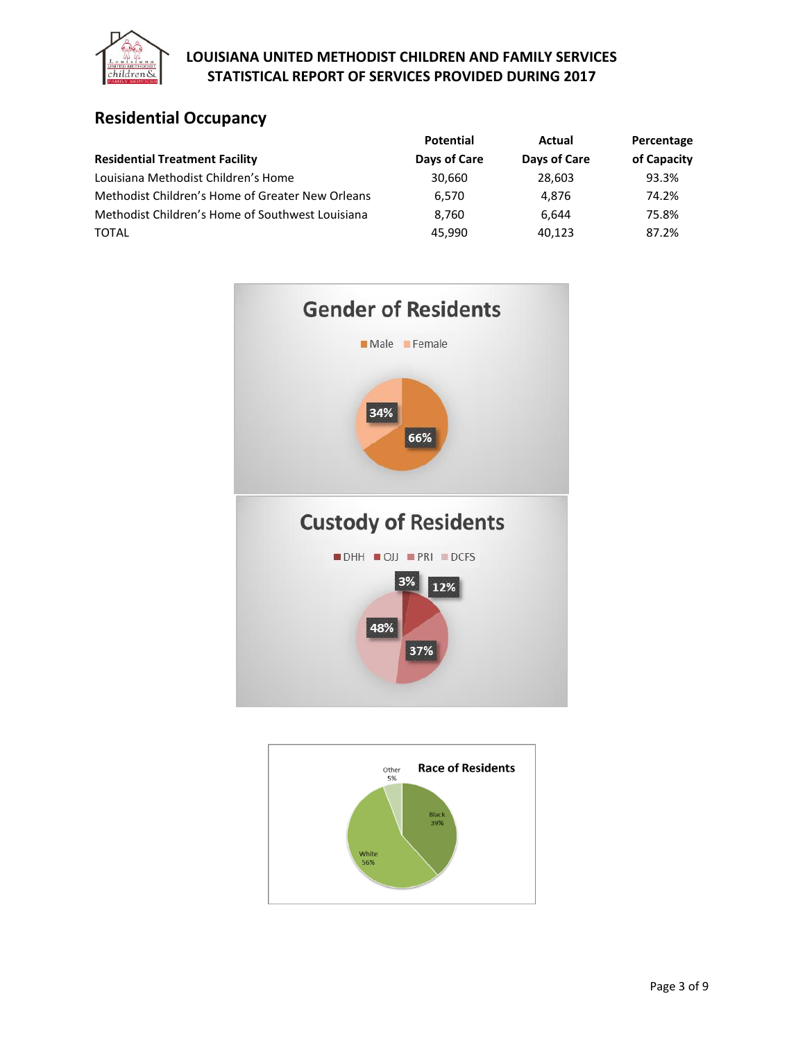**LOUISIANA UNITED METHODIST CHILDREN AND FAMILY SERVICES**
**STATISTICAL REPORT OF SERVICES PROVIDED DURING 2017**

## Residential Occupancy

| Residential Treatment Facility | Potential Days of Care | Actual Days of Care | Percentage of Capacity |
|---|---|---|---|
| Louisiana Methodist Children's Home | 30,660 | 28,603 | 93.3% |
| Methodist Children's Home of Greater New Orleans | 6,570 | 4,876 | 74.2% |
| Methodist Children's Home of Southwest Louisiana | 8,760 | 6,644 | 75.8% |
| TOTAL | 45,990 | 40,123 | 87.2% |

**Gender of Residents**

- Male: 66%
- Female: 34%

**Custody of Residents**

- DHH: 3%
- OJJ: 12%
- PRI: 37%
- DCFS: 48%

**Race of Residents**

- Black: 39%
- White: 56%
- Other: 5%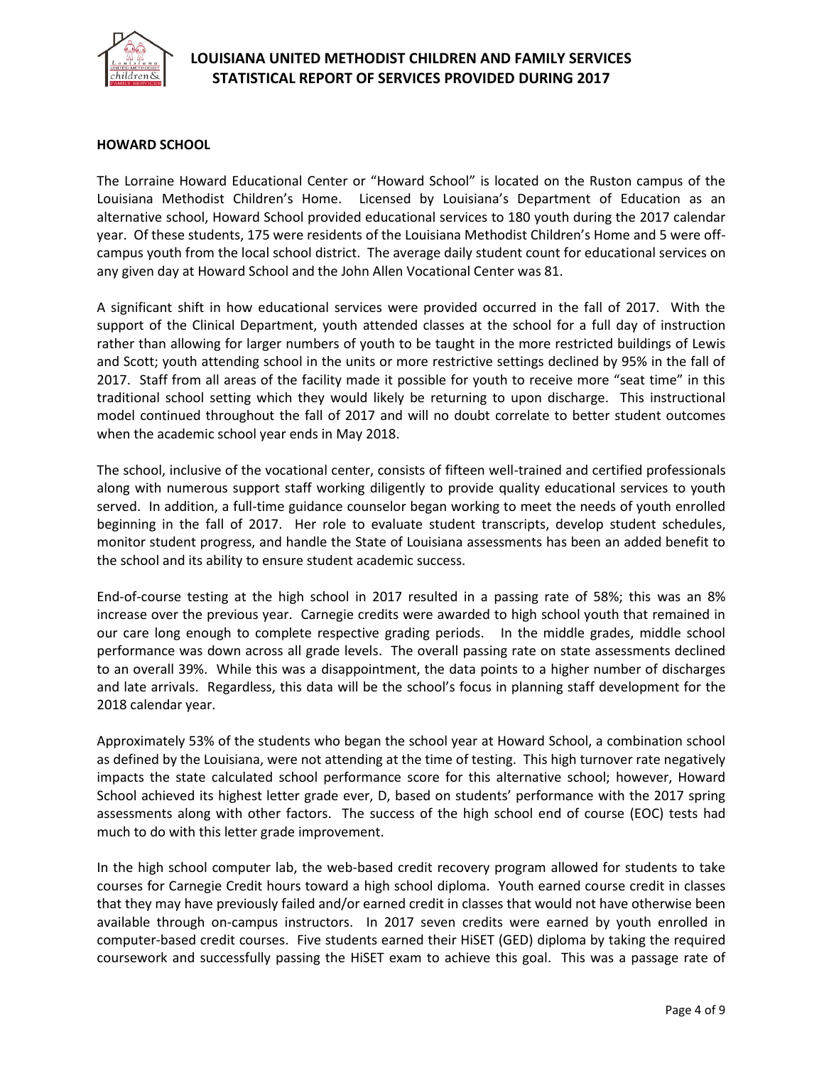## HOWARD SCHOOL

The Lorraine Howard Educational Center or "Howard School" is located on the Ruston campus of the Louisiana Methodist Children's Home. Licensed by Louisiana's Department of Education as an alternative school, Howard School provided educational services to 180 youth during the 2017 calendar year. Of these students, 175 were residents of the Louisiana Methodist Children's Home and 5 were off-campus youth from the local school district. The average daily student count for educational services on any given day at Howard School and the John Allen Vocational Center was 81.

A significant shift in how educational services were provided occurred in the fall of 2017. With the support of the Clinical Department, youth attended classes at the school for a full day of instruction rather than allowing for larger numbers of youth to be taught in the more restricted buildings of Lewis and Scott; youth attending school in the units or more restrictive settings declined by 95% in the fall of 2017. Staff from all areas of the facility made it possible for youth to receive more "seat time" in this traditional school setting which they would likely be returning to upon discharge. This instructional model continued throughout the fall of 2017 and will no doubt correlate to better student outcomes when the academic school year ends in May 2018.

The school, inclusive of the vocational center, consists of fifteen well-trained and certified professionals along with numerous support staff working diligently to provide quality educational services to youth served. In addition, a full-time guidance counselor began working to meet the needs of youth enrolled beginning in the fall of 2017. Her role to evaluate student transcripts, develop student schedules, monitor student progress, and handle the State of Louisiana assessments has been an added benefit to the school and its ability to ensure student academic success.

End-of-course testing at the high school in 2017 resulted in a passing rate of 58%; this was an 8% increase over the previous year. Carnegie credits were awarded to high school youth that remained in our care long enough to complete respective grading periods. In the middle grades, middle school performance was down across all grade levels. The overall passing rate on state assessments declined to an overall 39%. While this was a disappointment, the data points to a higher number of discharges and late arrivals. Regardless, this data will be the school's focus in planning staff development for the 2018 calendar year.

Approximately 53% of the students who began the school year at Howard School, a combination school as defined by the Louisiana, were not attending at the time of testing. This high turnover rate negatively impacts the state calculated school performance score for this alternative school; however, Howard School achieved its highest letter grade ever, D, based on students' performance with the 2017 spring assessments along with other factors. The success of the high school end of course (EOC) tests had much to do with this letter grade improvement.

In the high school computer lab, the web-based credit recovery program allowed for students to take courses for Carnegie Credit hours toward a high school diploma. Youth earned course credit in classes that they may have previously failed and/or earned credit in classes that would not have otherwise been available through on-campus instructors. In 2017 seven credits were earned by youth enrolled in computer-based credit courses. Five students earned their HiSET (GED) diploma by taking the required coursework and successfully passing the HiSET exam to achieve this goal. This was a passage rate of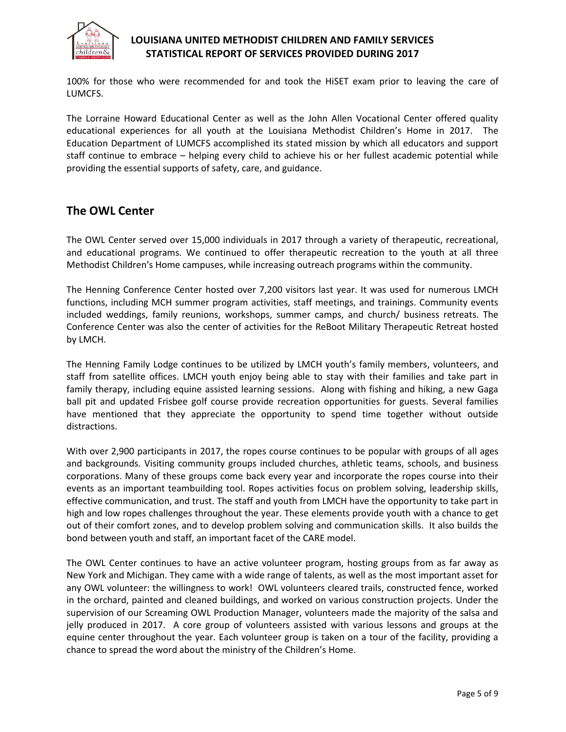100% for those who were recommended for and took the HiSET exam prior to leaving the care of LUMCFS.

The Lorraine Howard Educational Center as well as the John Allen Vocational Center offered quality educational experiences for all youth at the Louisiana Methodist Children's Home in 2017. The Education Department of LUMCFS accomplished its stated mission by which all educators and support staff continue to embrace – helping every child to achieve his or her fullest academic potential while providing the essential supports of safety, care, and guidance.

## The OWL Center

The OWL Center served over 15,000 individuals in 2017 through a variety of therapeutic, recreational, and educational programs. We continued to offer therapeutic recreation to the youth at all three Methodist Children's Home campuses, while increasing outreach programs within the community.

The Henning Conference Center hosted over 7,200 visitors last year. It was used for numerous LMCH functions, including MCH summer program activities, staff meetings, and trainings. Community events included weddings, family reunions, workshops, summer camps, and church/ business retreats. The Conference Center was also the center of activities for the ReBoot Military Therapeutic Retreat hosted by LMCH.

The Henning Family Lodge continues to be utilized by LMCH youth's family members, volunteers, and staff from satellite offices. LMCH youth enjoy being able to stay with their families and take part in family therapy, including equine assisted learning sessions. Along with fishing and hiking, a new Gaga ball pit and updated Frisbee golf course provide recreation opportunities for guests. Several families have mentioned that they appreciate the opportunity to spend time together without outside distractions.

With over 2,900 participants in 2017, the ropes course continues to be popular with groups of all ages and backgrounds. Visiting community groups included churches, athletic teams, schools, and business corporations. Many of these groups come back every year and incorporate the ropes course into their events as an important teambuilding tool. Ropes activities focus on problem solving, leadership skills, effective communication, and trust. The staff and youth from LMCH have the opportunity to take part in high and low ropes challenges throughout the year. These elements provide youth with a chance to get out of their comfort zones, and to develop problem solving and communication skills. It also builds the bond between youth and staff, an important facet of the CARE model.

The OWL Center continues to have an active volunteer program, hosting groups from as far away as New York and Michigan. They came with a wide range of talents, as well as the most important asset for any OWL volunteer: the willingness to work! OWL volunteers cleared trails, constructed fence, worked in the orchard, painted and cleaned buildings, and worked on various construction projects. Under the supervision of our Screaming OWL Production Manager, volunteers made the majority of the salsa and jelly produced in 2017. A core group of volunteers assisted with various lessons and groups at the equine center throughout the year. Each volunteer group is taken on a tour of the facility, providing a chance to spread the word about the ministry of the Children's Home.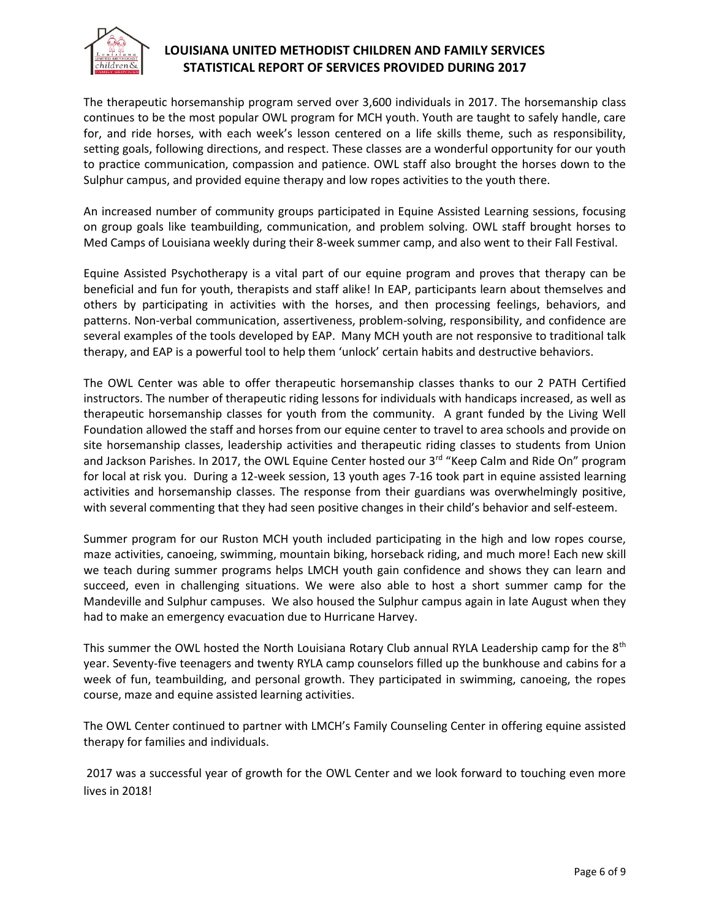The therapeutic horsemanship program served over 3,600 individuals in 2017. The horsemanship class continues to be the most popular OWL program for MCH youth. Youth are taught to safely handle, care for, and ride horses, with each week's lesson centered on a life skills theme, such as responsibility, setting goals, following directions, and respect. These classes are a wonderful opportunity for our youth to practice communication, compassion and patience. OWL staff also brought the horses down to the Sulphur campus, and provided equine therapy and low ropes activities to the youth there.

An increased number of community groups participated in Equine Assisted Learning sessions, focusing on group goals like teambuilding, communication, and problem solving. OWL staff brought horses to Med Camps of Louisiana weekly during their 8-week summer camp, and also went to their Fall Festival.

Equine Assisted Psychotherapy is a vital part of our equine program and proves that therapy can be beneficial and fun for youth, therapists and staff alike! In EAP, participants learn about themselves and others by participating in activities with the horses, and then processing feelings, behaviors, and patterns. Non-verbal communication, assertiveness, problem-solving, responsibility, and confidence are several examples of the tools developed by EAP. Many MCH youth are not responsive to traditional talk therapy, and EAP is a powerful tool to help them 'unlock' certain habits and destructive behaviors.

The OWL Center was able to offer therapeutic horsemanship classes thanks to our 2 PATH Certified instructors. The number of therapeutic riding lessons for individuals with handicaps increased, as well as therapeutic horsemanship classes for youth from the community. A grant funded by the Living Well Foundation allowed the staff and horses from our equine center to travel to area schools and provide on site horsemanship classes, leadership activities and therapeutic riding classes to students from Union and Jackson Parishes. In 2017, the OWL Equine Center hosted our 3rd "Keep Calm and Ride On" program for local at risk you. During a 12-week session, 13 youth ages 7-16 took part in equine assisted learning activities and horsemanship classes. The response from their guardians was overwhelmingly positive, with several commenting that they had seen positive changes in their child's behavior and self-esteem.

Summer program for our Ruston MCH youth included participating in the high and low ropes course, maze activities, canoeing, swimming, mountain biking, horseback riding, and much more! Each new skill we teach during summer programs helps LMCH youth gain confidence and shows they can learn and succeed, even in challenging situations. We were also able to host a short summer camp for the Mandeville and Sulphur campuses. We also housed the Sulphur campus again in late August when they had to make an emergency evacuation due to Hurricane Harvey.

This summer the OWL hosted the North Louisiana Rotary Club annual RYLA Leadership camp for the 8th year. Seventy-five teenagers and twenty RYLA camp counselors filled up the bunkhouse and cabins for a week of fun, teambuilding, and personal growth. They participated in swimming, canoeing, the ropes course, maze and equine assisted learning activities.

The OWL Center continued to partner with LMCH's Family Counseling Center in offering equine assisted therapy for families and individuals.

2017 was a successful year of growth for the OWL Center and we look forward to touching even more lives in 2018!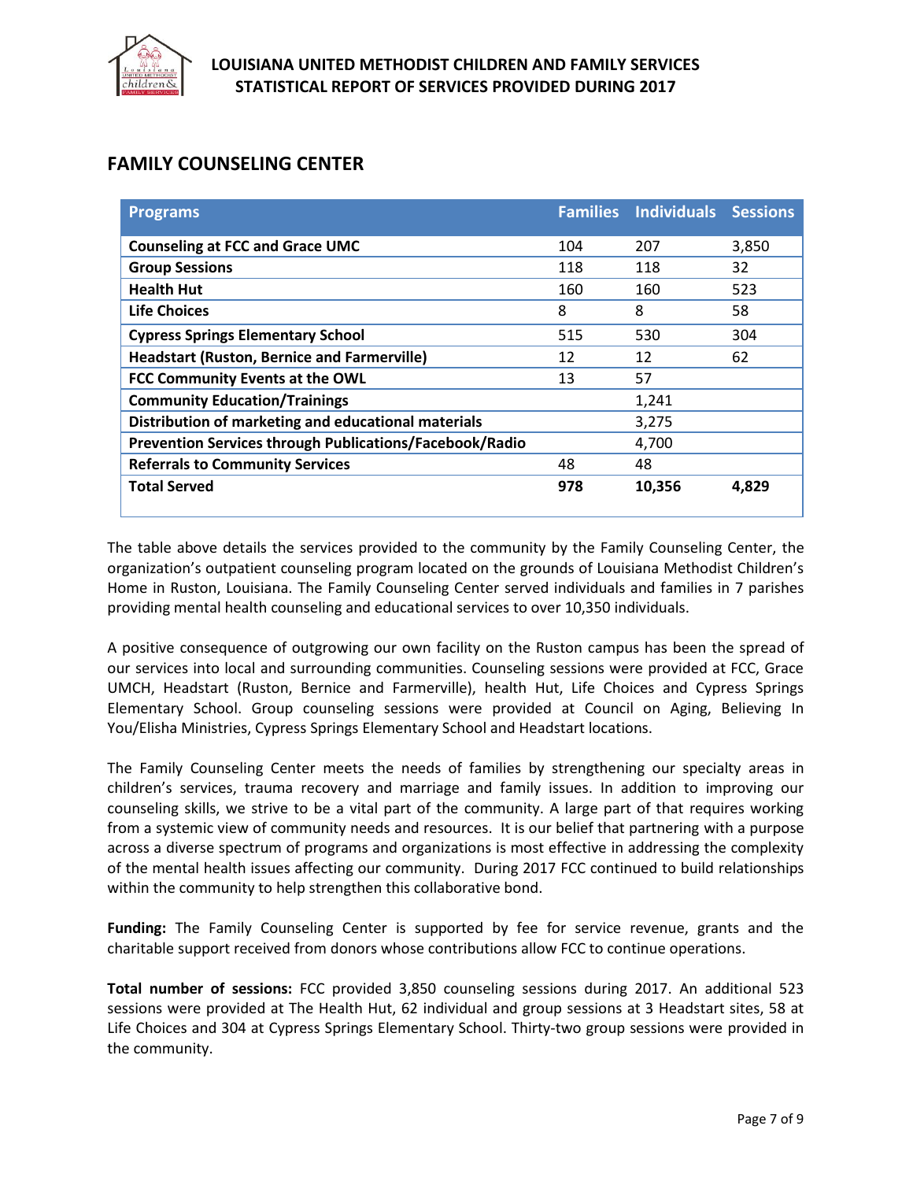# LOUISIANA UNITED METHODIST CHILDREN AND FAMILY SERVICES
# STATISTICAL REPORT OF SERVICES PROVIDED DURING 2017

## FAMILY COUNSELING CENTER

| Programs | Families | Individuals | Sessions |
|---|---|---|---|
| **Counseling at FCC and Grace UMC** | 104 | 207 | 3,850 |
| **Group Sessions** | 118 | 118 | 32 |
| **Health Hut** | 160 | 160 | 523 |
| **Life Choices** | 8 | 8 | 58 |
| **Cypress Springs Elementary School** | 515 | 530 | 304 |
| **Headstart (Ruston, Bernice and Farmerville)** | 12 | 12 | 62 |
| **FCC Community Events at the OWL** | 13 | 57 | |
| **Community Education/Trainings** | | 1,241 | |
| **Distribution of marketing and educational materials** | | 3,275 | |
| **Prevention Services through Publications/Facebook/Radio** | | 4,700 | |
| **Referrals to Community Services** | 48 | 48 | |
| **Total Served** | **978** | **10,356** | **4,829** |

The table above details the services provided to the community by the Family Counseling Center, the organization's outpatient counseling program located on the grounds of Louisiana Methodist Children's Home in Ruston, Louisiana. The Family Counseling Center served individuals and families in 7 parishes providing mental health counseling and educational services to over 10,350 individuals.

A positive consequence of outgrowing our own facility on the Ruston campus has been the spread of our services into local and surrounding communities. Counseling sessions were provided at FCC, Grace UMCH, Headstart (Ruston, Bernice and Farmerville), health Hut, Life Choices and Cypress Springs Elementary School. Group counseling sessions were provided at Council on Aging, Believing In You/Elisha Ministries, Cypress Springs Elementary School and Headstart locations.

The Family Counseling Center meets the needs of families by strengthening our specialty areas in children's services, trauma recovery and marriage and family issues. In addition to improving our counseling skills, we strive to be a vital part of the community. A large part of that requires working from a systemic view of community needs and resources. It is our belief that partnering with a purpose across a diverse spectrum of programs and organizations is most effective in addressing the complexity of the mental health issues affecting our community. During 2017 FCC continued to build relationships within the community to help strengthen this collaborative bond.

**Funding:** The Family Counseling Center is supported by fee for service revenue, grants and the charitable support received from donors whose contributions allow FCC to continue operations.

**Total number of sessions:** FCC provided 3,850 counseling sessions during 2017. An additional 523 sessions were provided at The Health Hut, 62 individual and group sessions at 3 Headstart sites, 58 at Life Choices and 304 at Cypress Springs Elementary School. Thirty-two group sessions were provided in the community.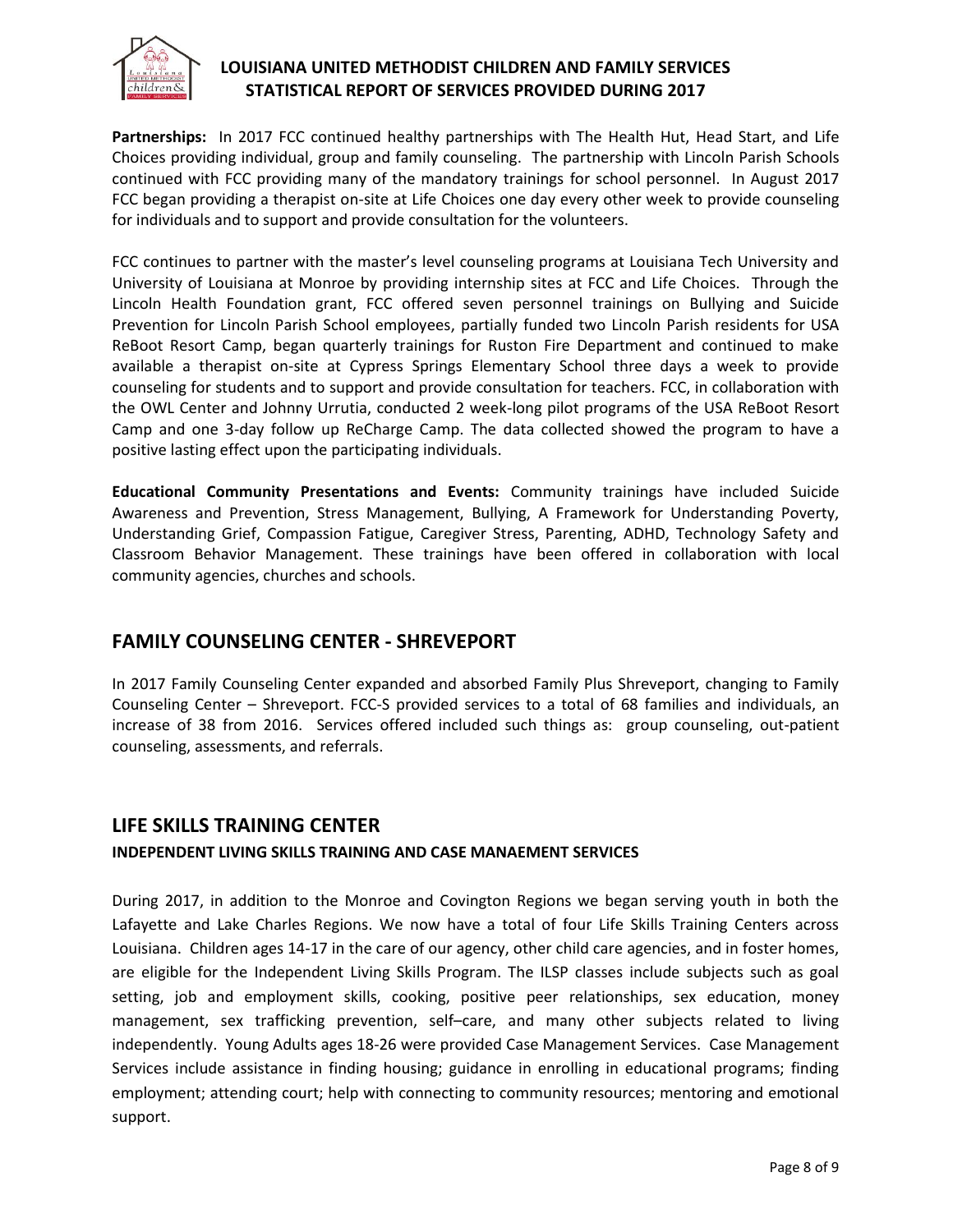**Partnerships:** In 2017 FCC continued healthy partnerships with The Health Hut, Head Start, and Life Choices providing individual, group and family counseling. The partnership with Lincoln Parish Schools continued with FCC providing many of the mandatory trainings for school personnel. In August 2017 FCC began providing a therapist on-site at Life Choices one day every other week to provide counseling for individuals and to support and provide consultation for the volunteers.

FCC continues to partner with the master's level counseling programs at Louisiana Tech University and University of Louisiana at Monroe by providing internship sites at FCC and Life Choices. Through the Lincoln Health Foundation grant, FCC offered seven personnel trainings on Bullying and Suicide Prevention for Lincoln Parish School employees, partially funded two Lincoln Parish residents for USA ReBoot Resort Camp, began quarterly trainings for Ruston Fire Department and continued to make available a therapist on-site at Cypress Springs Elementary School three days a week to provide counseling for students and to support and provide consultation for teachers. FCC, in collaboration with the OWL Center and Johnny Urrutia, conducted 2 week-long pilot programs of the USA ReBoot Resort Camp and one 3-day follow up ReCharge Camp. The data collected showed the program to have a positive lasting effect upon the participating individuals.

**Educational Community Presentations and Events:** Community trainings have included Suicide Awareness and Prevention, Stress Management, Bullying, A Framework for Understanding Poverty, Understanding Grief, Compassion Fatigue, Caregiver Stress, Parenting, ADHD, Technology Safety and Classroom Behavior Management. These trainings have been offered in collaboration with local community agencies, churches and schools.

## FAMILY COUNSELING CENTER - SHREVEPORT

In 2017 Family Counseling Center expanded and absorbed Family Plus Shreveport, changing to Family Counseling Center – Shreveport. FCC-S provided services to a total of 68 families and individuals, an increase of 38 from 2016. Services offered included such things as: group counseling, out-patient counseling, assessments, and referrals.

## LIFE SKILLS TRAINING CENTER

### INDEPENDENT LIVING SKILLS TRAINING AND CASE MANAEMENT SERVICES

During 2017, in addition to the Monroe and Covington Regions we began serving youth in both the Lafayette and Lake Charles Regions. We now have a total of four Life Skills Training Centers across Louisiana. Children ages 14-17 in the care of our agency, other child care agencies, and in foster homes, are eligible for the Independent Living Skills Program. The ILSP classes include subjects such as goal setting, job and employment skills, cooking, positive peer relationships, sex education, money management, sex trafficking prevention, self–care, and many other subjects related to living independently. Young Adults ages 18-26 were provided Case Management Services. Case Management Services include assistance in finding housing; guidance in enrolling in educational programs; finding employment; attending court; help with connecting to community resources; mentoring and emotional support.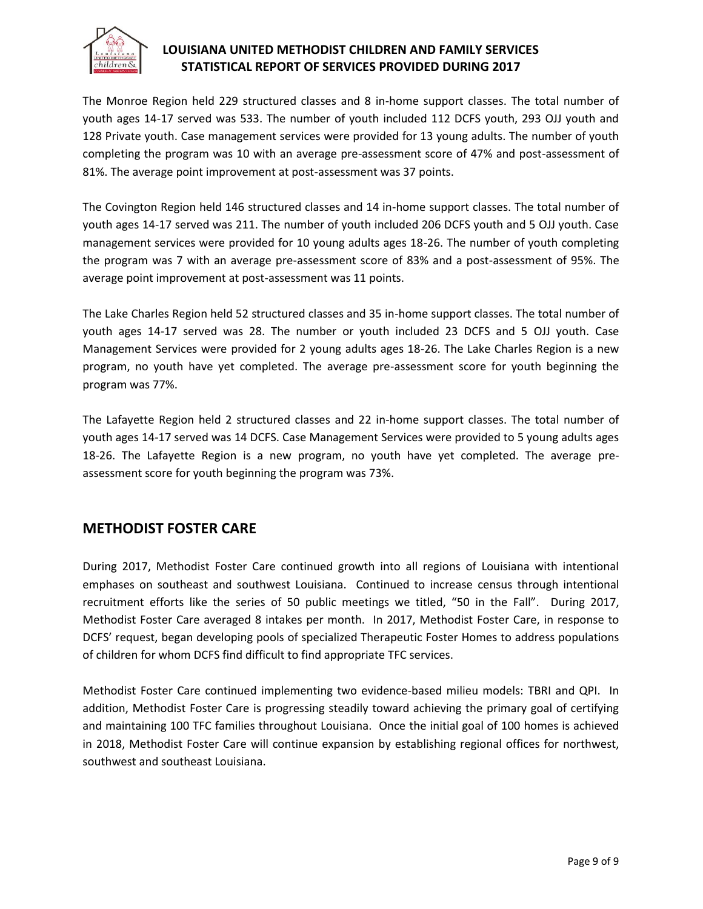The Monroe Region held 229 structured classes and 8 in-home support classes. The total number of youth ages 14-17 served was 533. The number of youth included 112 DCFS youth, 293 OJJ youth and 128 Private youth. Case management services were provided for 13 young adults. The number of youth completing the program was 10 with an average pre-assessment score of 47% and post-assessment of 81%. The average point improvement at post-assessment was 37 points.

The Covington Region held 146 structured classes and 14 in-home support classes. The total number of youth ages 14-17 served was 211. The number of youth included 206 DCFS youth and 5 OJJ youth. Case management services were provided for 10 young adults ages 18-26. The number of youth completing the program was 7 with an average pre-assessment score of 83% and a post-assessment of 95%. The average point improvement at post-assessment was 11 points.

The Lake Charles Region held 52 structured classes and 35 in-home support classes. The total number of youth ages 14-17 served was 28. The number or youth included 23 DCFS and 5 OJJ youth. Case Management Services were provided for 2 young adults ages 18-26. The Lake Charles Region is a new program, no youth have yet completed. The average pre-assessment score for youth beginning the program was 77%.

The Lafayette Region held 2 structured classes and 22 in-home support classes. The total number of youth ages 14-17 served was 14 DCFS. Case Management Services were provided to 5 young adults ages 18-26. The Lafayette Region is a new program, no youth have yet completed. The average pre-assessment score for youth beginning the program was 73%.

## METHODIST FOSTER CARE

During 2017, Methodist Foster Care continued growth into all regions of Louisiana with intentional emphases on southeast and southwest Louisiana. Continued to increase census through intentional recruitment efforts like the series of 50 public meetings we titled, "50 in the Fall". During 2017, Methodist Foster Care averaged 8 intakes per month. In 2017, Methodist Foster Care, in response to DCFS' request, began developing pools of specialized Therapeutic Foster Homes to address populations of children for whom DCFS find difficult to find appropriate TFC services.

Methodist Foster Care continued implementing two evidence-based milieu models: TBRI and QPI. In addition, Methodist Foster Care is progressing steadily toward achieving the primary goal of certifying and maintaining 100 TFC families throughout Louisiana. Once the initial goal of 100 homes is achieved in 2018, Methodist Foster Care will continue expansion by establishing regional offices for northwest, southwest and southeast Louisiana.